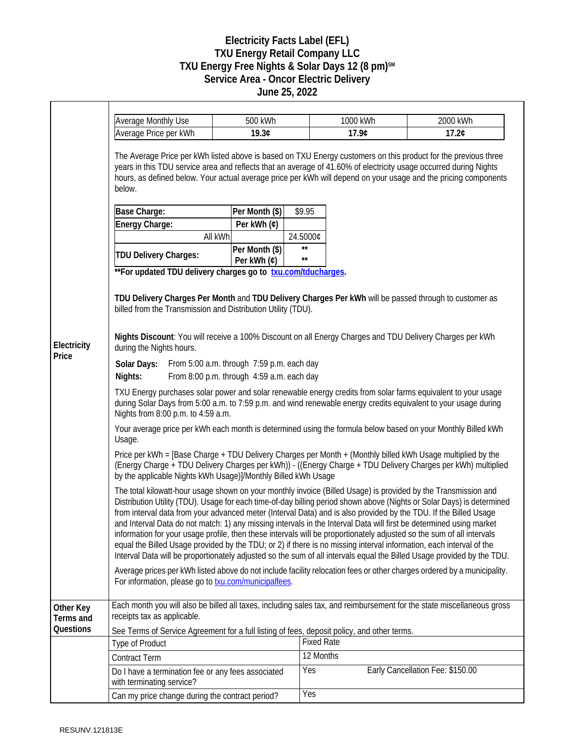# Electricity Facts Label (EFL)
## TXU Energy Retail Company LLC
## TXU Energy Free Nights & Solar Days 12 (8 pm)℠
## Service Area - Oncor Electric Delivery
## June 25, 2022

### Electricity Price

| Average Monthly Use | 500 kWh | 1000 kWh | 2000 kWh |
|---|---|---|---|
| Average Price per kWh | **19.3¢** | **17.9¢** | **17.2¢** |

The Average Price per kWh listed above is based on TXU Energy customers on this product for the previous three years in this TDU service area and reflects that an average of 41.60% of electricity usage occurred during Nights hours, as defined below. Your actual average price per kWh will depend on your usage and the pricing components below.

| | | |
|---|---|---|
| **Base Charge:** | **Per Month ($)** | $9.95 |
| **Energy Charge:** | **Per kWh (¢)** | |
| All kWh | | 24.5000¢ |
| **TDU Delivery Charges:** | **Per Month ($)** | ** |
| | **Per kWh (¢)** | ** |

****For updated TDU delivery charges go to txu.com/tducharges.**

**TDU Delivery Charges Per Month** and **TDU Delivery Charges Per kWh** will be passed through to customer as billed from the Transmission and Distribution Utility (TDU).

**Nights Discount**: You will receive a 100% Discount on all Energy Charges and TDU Delivery Charges per kWh during the Nights hours.

**Solar Days:** From 5:00 a.m. through 7:59 p.m. each day
**Nights:** From 8:00 p.m. through 4:59 a.m. each day

TXU Energy purchases solar power and solar renewable energy credits from solar farms equivalent to your usage during Solar Days from 5:00 a.m. to 7:59 p.m. and wind renewable energy credits equivalent to your usage during Nights from 8:00 p.m. to 4:59 a.m.

Your average price per kWh each month is determined using the formula below based on your Monthly Billed kWh Usage.

Price per kWh = [Base Charge + TDU Delivery Charges per Month + (Monthly billed kWh Usage multiplied by the (Energy Charge + TDU Delivery Charges per kWh)) - ((Energy Charge + TDU Delivery Charges per kWh) multiplied by the applicable Nights kWh Usage)]/Monthly Billed kWh Usage

The total kilowatt-hour usage shown on your monthly invoice (Billed Usage) is provided by the Transmission and Distribution Utility (TDU). Usage for each time-of-day billing period shown above (Nights or Solar Days) is determined from interval data from your advanced meter (Interval Data) and is also provided by the TDU. If the Billed Usage and Interval Data do not match: 1) any missing intervals in the Interval Data will first be determined using market information for your usage profile, then these intervals will be proportionately adjusted so the sum of all intervals equal the Billed Usage provided by the TDU; or 2) if there is no missing interval information, each interval of the Interval Data will be proportionately adjusted so the sum of all intervals equal the Billed Usage provided by the TDU.

Average prices per kWh listed above do not include facility relocation fees or other charges ordered by a municipality. For information, please go to txu.com/municipalfees.

### Other Key Terms and Questions

Each month you will also be billed all taxes, including sales tax, and reimbursement for the state miscellaneous gross receipts tax as applicable.

See Terms of Service Agreement for a full listing of fees, deposit policy, and other terms.

| | | |
|---|---|---|
| Type of Product | Fixed Rate | |
| Contract Term | 12 Months | |
| Do I have a termination fee or any fees associated with terminating service? | Yes | Early Cancellation Fee: $150.00 |
| Can my price change during the contract period? | Yes | |

RESUNV.121813E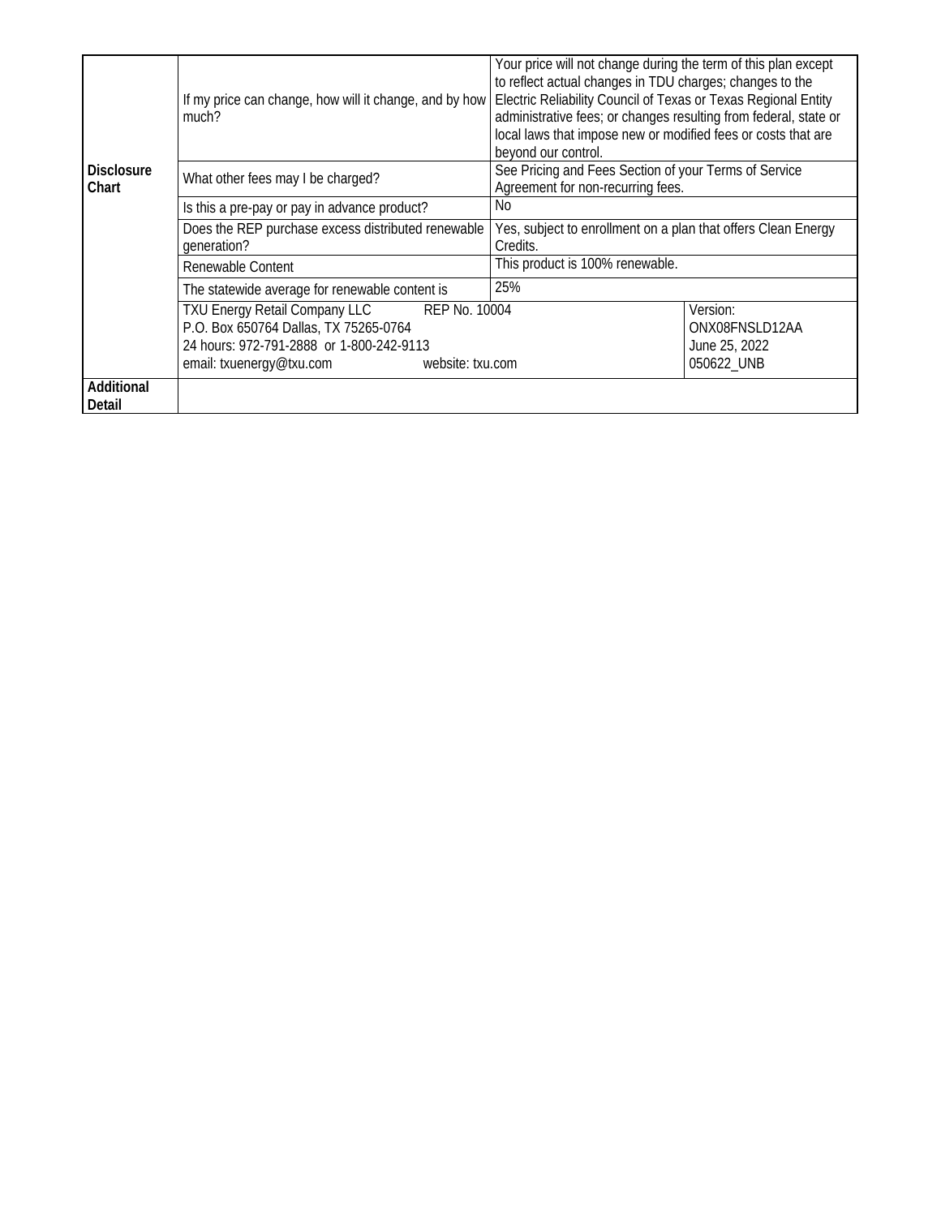| | | |
|---|---|---|
| Disclosure Chart | If my price can change, how will it change, and by how much? | Your price will not change during the term of this plan except to reflect actual changes in TDU charges; changes to the Electric Reliability Council of Texas or Texas Regional Entity administrative fees; or changes resulting from federal, state or local laws that impose new or modified fees or costs that are beyond our control. |
| | What other fees may I be charged? | See Pricing and Fees Section of your Terms of Service Agreement for non-recurring fees. |
| | Is this a pre-pay or pay in advance product? | No |
| | Does the REP purchase excess distributed renewable generation? | Yes, subject to enrollment on a plan that offers Clean Energy Credits. |
| | Renewable Content | This product is 100% renewable. |
| | The statewide average for renewable content is | 25% |
| | TXU Energy Retail Company LLC REP No. 10004<br>P.O. Box 650764 Dallas, TX 75265-0764<br>24 hours: 972-791-2888 or 1-800-242-9113<br>email: txuenergy@txu.com website: txu.com | Version:<br>ONX08FNSLD12AA<br>June 25, 2022<br>050622_UNB |
| Additional Detail | | |